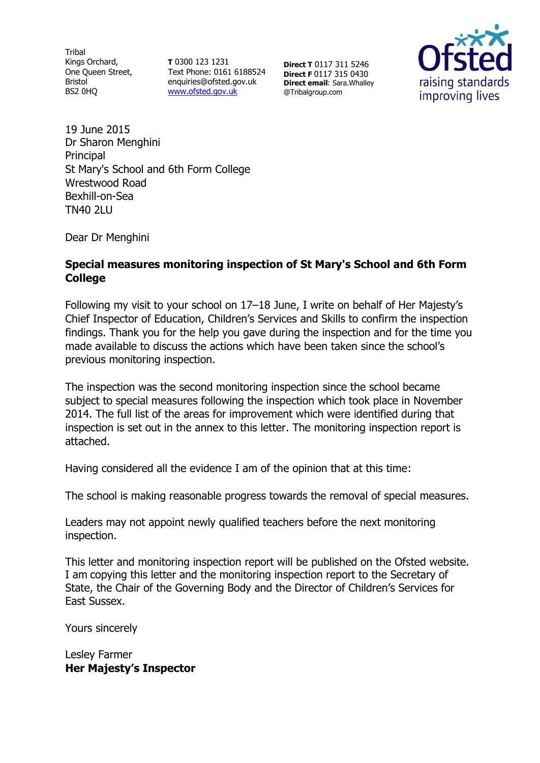Tribal
Kings Orchard,
One Queen Street,
Bristol
BS2 0HQ

**T** 0300 123 1231
Text Phone: 0161 6188524
enquiries@ofsted.gov.uk
[www.ofsted.gov.uk](http://www.ofsted.gov.uk)

**Direct T** 0117 311 5246
**Direct F** 0117 315 0430
**Direct email**: Sara.Whalley@Tribalgroup.com

19 June 2015
Dr Sharon Menghini
Principal
St Mary's School and 6th Form College
Wrestwood Road
Bexhill-on-Sea
TN40 2LU

Dear Dr Menghini

**Special measures monitoring inspection of St Mary's School and 6th Form College**

Following my visit to your school on 17–18 June, I write on behalf of Her Majesty's Chief Inspector of Education, Children's Services and Skills to confirm the inspection findings. Thank you for the help you gave during the inspection and for the time you made available to discuss the actions which have been taken since the school's previous monitoring inspection.

The inspection was the second monitoring inspection since the school became subject to special measures following the inspection which took place in November 2014. The full list of the areas for improvement which were identified during that inspection is set out in the annex to this letter. The monitoring inspection report is attached.

Having considered all the evidence I am of the opinion that at this time:

The school is making reasonable progress towards the removal of special measures.

Leaders may not appoint newly qualified teachers before the next monitoring inspection.

This letter and monitoring inspection report will be published on the Ofsted website. I am copying this letter and the monitoring inspection report to the Secretary of State, the Chair of the Governing Body and the Director of Children's Services for East Sussex.

Yours sincerely

Lesley Farmer
**Her Majesty's Inspector**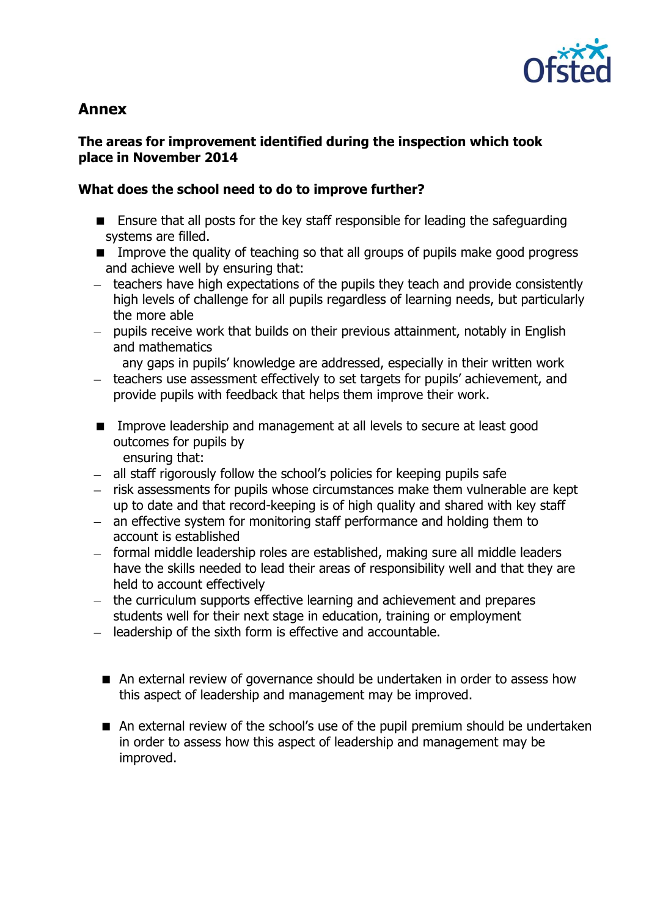## Annex

### The areas for improvement identified during the inspection which took place in November 2014

### What does the school need to do to improve further?

- Ensure that all posts for the key staff responsible for leading the safeguarding systems are filled.
- Improve the quality of teaching so that all groups of pupils make good progress and achieve well by ensuring that:
  - teachers have high expectations of the pupils they teach and provide consistently high levels of challenge for all pupils regardless of learning needs, but particularly the more able
  - pupils receive work that builds on their previous attainment, notably in English and mathematics
  - any gaps in pupils' knowledge are addressed, especially in their written work
  - teachers use assessment effectively to set targets for pupils' achievement, and provide pupils with feedback that helps them improve their work.
- Improve leadership and management at all levels to secure at least good outcomes for pupils by ensuring that:
  - all staff rigorously follow the school's policies for keeping pupils safe
  - risk assessments for pupils whose circumstances make them vulnerable are kept up to date and that record-keeping is of high quality and shared with key staff
  - an effective system for monitoring staff performance and holding them to account is established
  - formal middle leadership roles are established, making sure all middle leaders have the skills needed to lead their areas of responsibility well and that they are held to account effectively
  - the curriculum supports effective learning and achievement and prepares students well for their next stage in education, training or employment
  - leadership of the sixth form is effective and accountable.

- An external review of governance should be undertaken in order to assess how this aspect of leadership and management may be improved.

- An external review of the school's use of the pupil premium should be undertaken in order to assess how this aspect of leadership and management may be improved.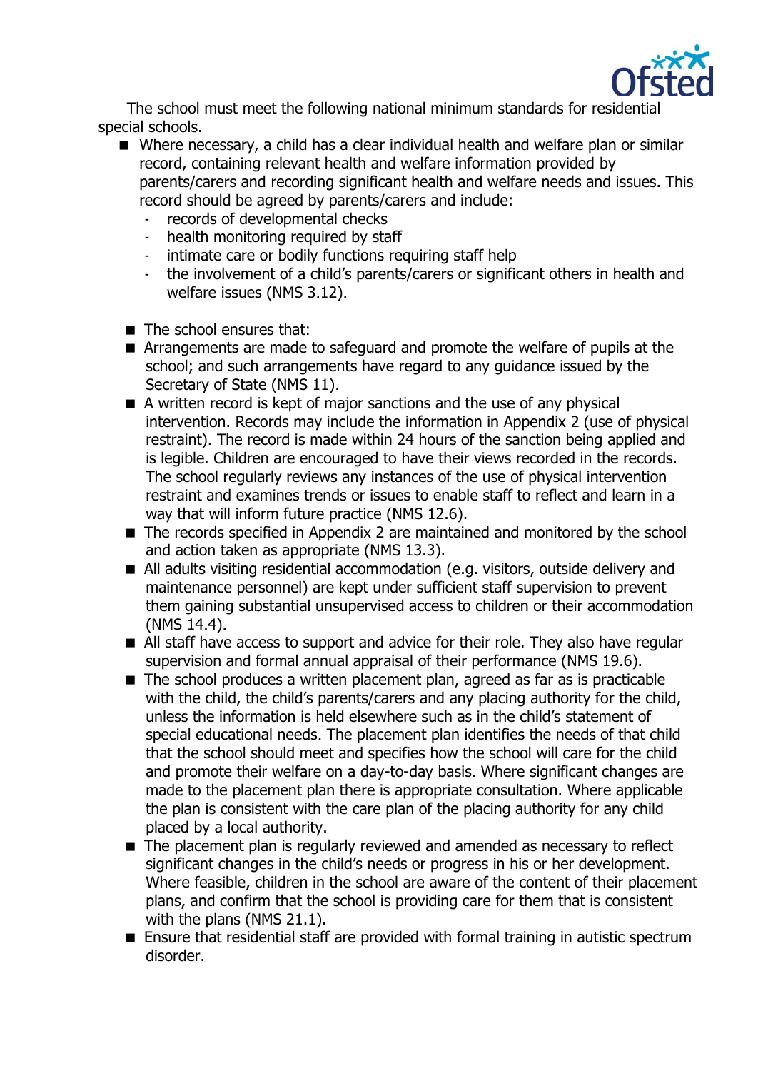The school must meet the following national minimum standards for residential special schools.

- Where necessary, a child has a clear individual health and welfare plan or similar record, containing relevant health and welfare information provided by parents/carers and recording significant health and welfare needs and issues. This record should be agreed by parents/carers and include:
  - records of developmental checks
  - health monitoring required by staff
  - intimate care or bodily functions requiring staff help
  - the involvement of a child's parents/carers or significant others in health and welfare issues (NMS 3.12).

- The school ensures that:
- Arrangements are made to safeguard and promote the welfare of pupils at the school; and such arrangements have regard to any guidance issued by the Secretary of State (NMS 11).
- A written record is kept of major sanctions and the use of any physical intervention. Records may include the information in Appendix 2 (use of physical restraint). The record is made within 24 hours of the sanction being applied and is legible. Children are encouraged to have their views recorded in the records. The school regularly reviews any instances of the use of physical intervention restraint and examines trends or issues to enable staff to reflect and learn in a way that will inform future practice (NMS 12.6).
- The records specified in Appendix 2 are maintained and monitored by the school and action taken as appropriate (NMS 13.3).
- All adults visiting residential accommodation (e.g. visitors, outside delivery and maintenance personnel) are kept under sufficient staff supervision to prevent them gaining substantial unsupervised access to children or their accommodation (NMS 14.4).
- All staff have access to support and advice for their role. They also have regular supervision and formal annual appraisal of their performance (NMS 19.6).
- The school produces a written placement plan, agreed as far as is practicable with the child, the child's parents/carers and any placing authority for the child, unless the information is held elsewhere such as in the child's statement of special educational needs. The placement plan identifies the needs of that child that the school should meet and specifies how the school will care for the child and promote their welfare on a day-to-day basis. Where significant changes are made to the placement plan there is appropriate consultation. Where applicable the plan is consistent with the care plan of the placing authority for any child placed by a local authority.
- The placement plan is regularly reviewed and amended as necessary to reflect significant changes in the child's needs or progress in his or her development. Where feasible, children in the school are aware of the content of their placement plans, and confirm that the school is providing care for them that is consistent with the plans (NMS 21.1).
- Ensure that residential staff are provided with formal training in autistic spectrum disorder.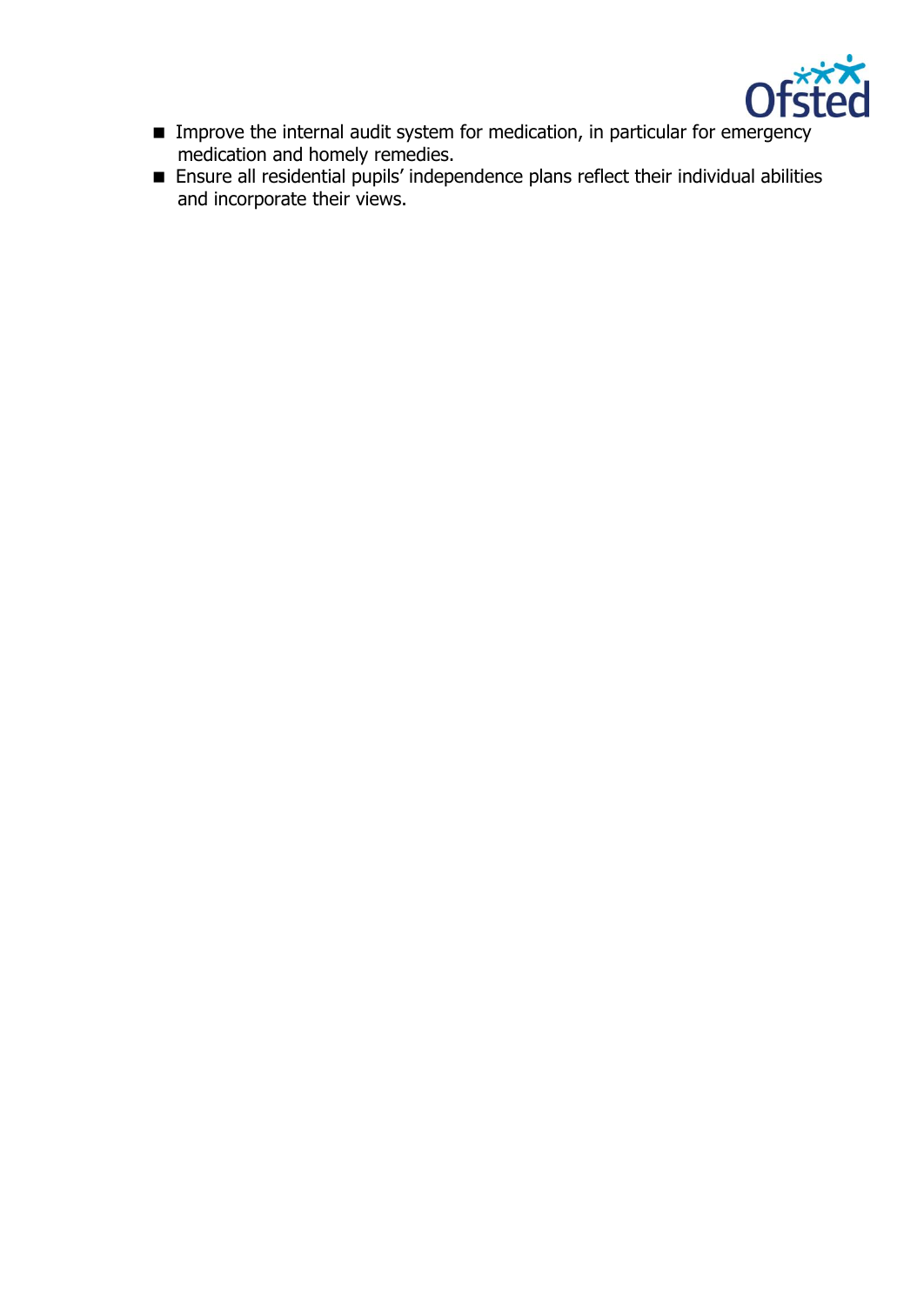- Improve the internal audit system for medication, in particular for emergency medication and homely remedies.
- Ensure all residential pupils' independence plans reflect their individual abilities and incorporate their views.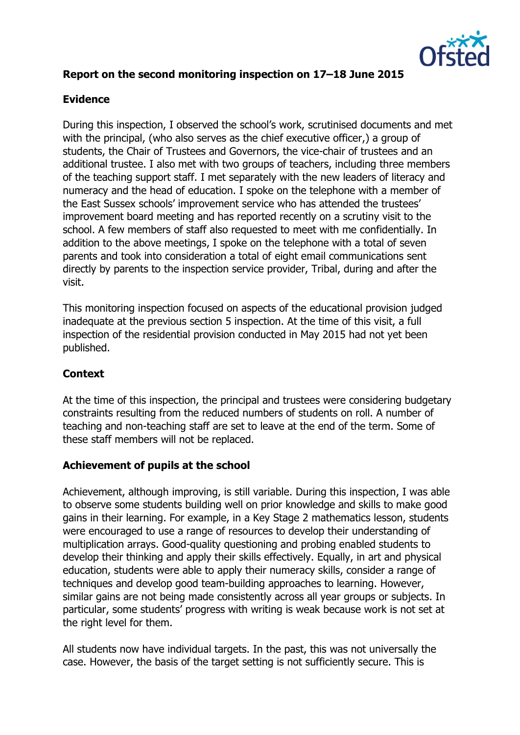## Report on the second monitoring inspection on 17–18 June 2015

### Evidence

During this inspection, I observed the school's work, scrutinised documents and met with the principal, (who also serves as the chief executive officer,) a group of students, the Chair of Trustees and Governors, the vice-chair of trustees and an additional trustee. I also met with two groups of teachers, including three members of the teaching support staff. I met separately with the new leaders of literacy and numeracy and the head of education. I spoke on the telephone with a member of the East Sussex schools' improvement service who has attended the trustees' improvement board meeting and has reported recently on a scrutiny visit to the school. A few members of staff also requested to meet with me confidentially. In addition to the above meetings, I spoke on the telephone with a total of seven parents and took into consideration a total of eight email communications sent directly by parents to the inspection service provider, Tribal, during and after the visit.

This monitoring inspection focused on aspects of the educational provision judged inadequate at the previous section 5 inspection. At the time of this visit, a full inspection of the residential provision conducted in May 2015 had not yet been published.

### Context

At the time of this inspection, the principal and trustees were considering budgetary constraints resulting from the reduced numbers of students on roll. A number of teaching and non-teaching staff are set to leave at the end of the term. Some of these staff members will not be replaced.

### Achievement of pupils at the school

Achievement, although improving, is still variable. During this inspection, I was able to observe some students building well on prior knowledge and skills to make good gains in their learning. For example, in a Key Stage 2 mathematics lesson, students were encouraged to use a range of resources to develop their understanding of multiplication arrays. Good-quality questioning and probing enabled students to develop their thinking and apply their skills effectively. Equally, in art and physical education, students were able to apply their numeracy skills, consider a range of techniques and develop good team-building approaches to learning. However, similar gains are not being made consistently across all year groups or subjects. In particular, some students' progress with writing is weak because work is not set at the right level for them.

All students now have individual targets. In the past, this was not universally the case. However, the basis of the target setting is not sufficiently secure. This is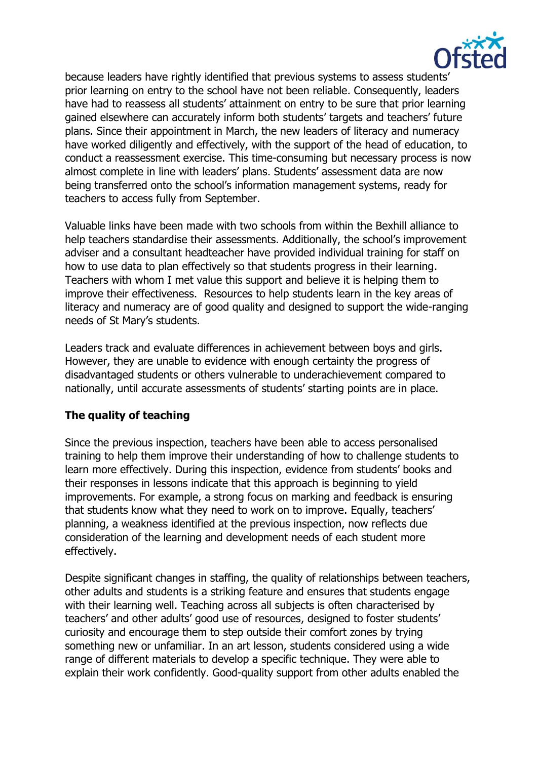because leaders have rightly identified that previous systems to assess students' prior learning on entry to the school have not been reliable. Consequently, leaders have had to reassess all students' attainment on entry to be sure that prior learning gained elsewhere can accurately inform both students' targets and teachers' future plans. Since their appointment in March, the new leaders of literacy and numeracy have worked diligently and effectively, with the support of the head of education, to conduct a reassessment exercise. This time-consuming but necessary process is now almost complete in line with leaders' plans. Students' assessment data are now being transferred onto the school's information management systems, ready for teachers to access fully from September.

Valuable links have been made with two schools from within the Bexhill alliance to help teachers standardise their assessments. Additionally, the school's improvement adviser and a consultant headteacher have provided individual training for staff on how to use data to plan effectively so that students progress in their learning. Teachers with whom I met value this support and believe it is helping them to improve their effectiveness. Resources to help students learn in the key areas of literacy and numeracy are of good quality and designed to support the wide-ranging needs of St Mary's students.

Leaders track and evaluate differences in achievement between boys and girls. However, they are unable to evidence with enough certainty the progress of disadvantaged students or others vulnerable to underachievement compared to nationally, until accurate assessments of students' starting points are in place.

**The quality of teaching**

Since the previous inspection, teachers have been able to access personalised training to help them improve their understanding of how to challenge students to learn more effectively. During this inspection, evidence from students' books and their responses in lessons indicate that this approach is beginning to yield improvements. For example, a strong focus on marking and feedback is ensuring that students know what they need to work on to improve. Equally, teachers' planning, a weakness identified at the previous inspection, now reflects due consideration of the learning and development needs of each student more effectively.

Despite significant changes in staffing, the quality of relationships between teachers, other adults and students is a striking feature and ensures that students engage with their learning well. Teaching across all subjects is often characterised by teachers' and other adults' good use of resources, designed to foster students' curiosity and encourage them to step outside their comfort zones by trying something new or unfamiliar. In an art lesson, students considered using a wide range of different materials to develop a specific technique. They were able to explain their work confidently. Good-quality support from other adults enabled the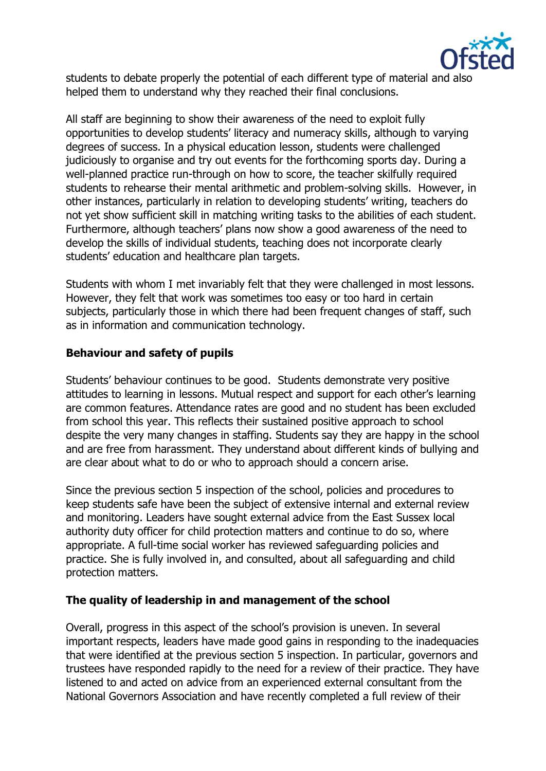students to debate properly the potential of each different type of material and also helped them to understand why they reached their final conclusions.

All staff are beginning to show their awareness of the need to exploit fully opportunities to develop students' literacy and numeracy skills, although to varying degrees of success. In a physical education lesson, students were challenged judiciously to organise and try out events for the forthcoming sports day. During a well-planned practice run-through on how to score, the teacher skilfully required students to rehearse their mental arithmetic and problem-solving skills. However, in other instances, particularly in relation to developing students' writing, teachers do not yet show sufficient skill in matching writing tasks to the abilities of each student. Furthermore, although teachers' plans now show a good awareness of the need to develop the skills of individual students, teaching does not incorporate clearly students' education and healthcare plan targets.

Students with whom I met invariably felt that they were challenged in most lessons. However, they felt that work was sometimes too easy or too hard in certain subjects, particularly those in which there had been frequent changes of staff, such as in information and communication technology.

**Behaviour and safety of pupils**

Students' behaviour continues to be good. Students demonstrate very positive attitudes to learning in lessons. Mutual respect and support for each other's learning are common features. Attendance rates are good and no student has been excluded from school this year. This reflects their sustained positive approach to school despite the very many changes in staffing. Students say they are happy in the school and are free from harassment. They understand about different kinds of bullying and are clear about what to do or who to approach should a concern arise.

Since the previous section 5 inspection of the school, policies and procedures to keep students safe have been the subject of extensive internal and external review and monitoring. Leaders have sought external advice from the East Sussex local authority duty officer for child protection matters and continue to do so, where appropriate. A full-time social worker has reviewed safeguarding policies and practice. She is fully involved in, and consulted, about all safeguarding and child protection matters.

**The quality of leadership in and management of the school**

Overall, progress in this aspect of the school's provision is uneven. In several important respects, leaders have made good gains in responding to the inadequacies that were identified at the previous section 5 inspection. In particular, governors and trustees have responded rapidly to the need for a review of their practice. They have listened to and acted on advice from an experienced external consultant from the National Governors Association and have recently completed a full review of their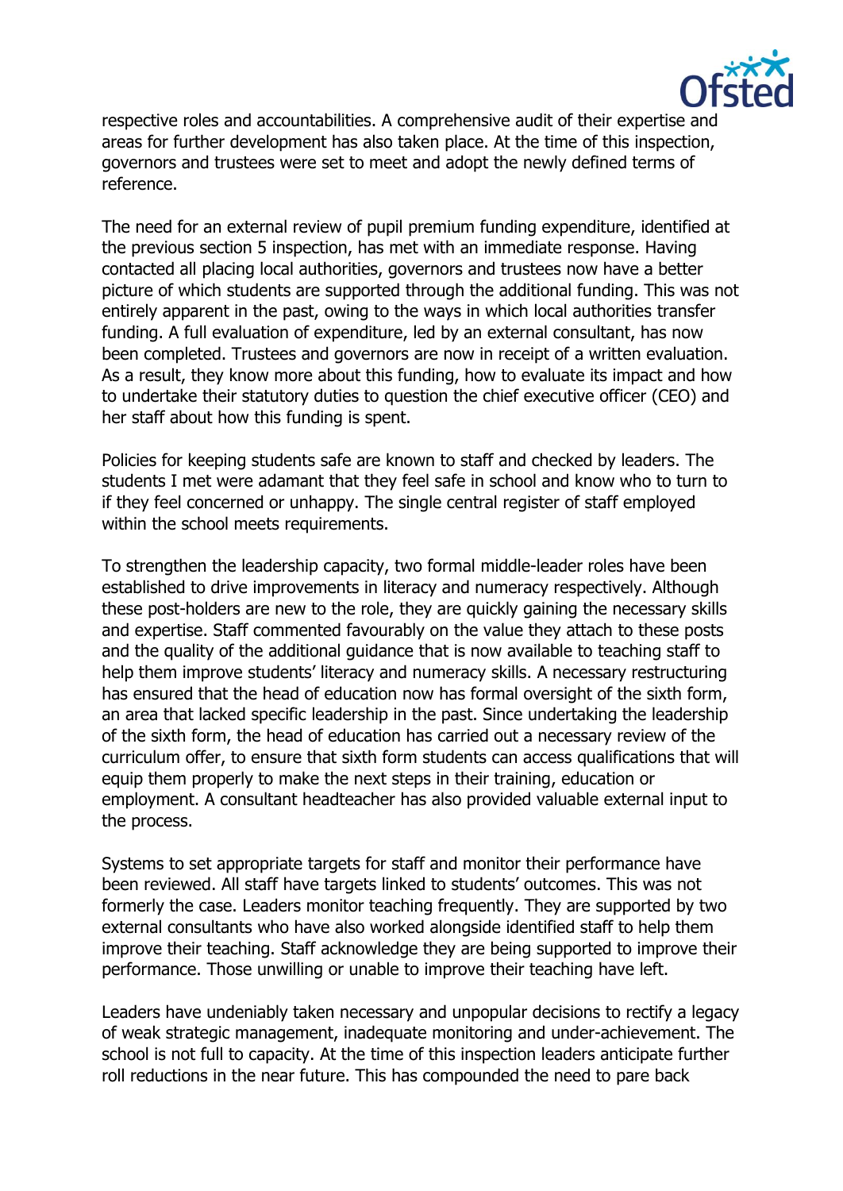respective roles and accountabilities. A comprehensive audit of their expertise and areas for further development has also taken place. At the time of this inspection, governors and trustees were set to meet and adopt the newly defined terms of reference.

The need for an external review of pupil premium funding expenditure, identified at the previous section 5 inspection, has met with an immediate response. Having contacted all placing local authorities, governors and trustees now have a better picture of which students are supported through the additional funding. This was not entirely apparent in the past, owing to the ways in which local authorities transfer funding. A full evaluation of expenditure, led by an external consultant, has now been completed. Trustees and governors are now in receipt of a written evaluation. As a result, they know more about this funding, how to evaluate its impact and how to undertake their statutory duties to question the chief executive officer (CEO) and her staff about how this funding is spent.

Policies for keeping students safe are known to staff and checked by leaders. The students I met were adamant that they feel safe in school and know who to turn to if they feel concerned or unhappy. The single central register of staff employed within the school meets requirements.

To strengthen the leadership capacity, two formal middle-leader roles have been established to drive improvements in literacy and numeracy respectively. Although these post-holders are new to the role, they are quickly gaining the necessary skills and expertise. Staff commented favourably on the value they attach to these posts and the quality of the additional guidance that is now available to teaching staff to help them improve students' literacy and numeracy skills. A necessary restructuring has ensured that the head of education now has formal oversight of the sixth form, an area that lacked specific leadership in the past. Since undertaking the leadership of the sixth form, the head of education has carried out a necessary review of the curriculum offer, to ensure that sixth form students can access qualifications that will equip them properly to make the next steps in their training, education or employment. A consultant headteacher has also provided valuable external input to the process.

Systems to set appropriate targets for staff and monitor their performance have been reviewed. All staff have targets linked to students' outcomes. This was not formerly the case. Leaders monitor teaching frequently. They are supported by two external consultants who have also worked alongside identified staff to help them improve their teaching. Staff acknowledge they are being supported to improve their performance. Those unwilling or unable to improve their teaching have left.

Leaders have undeniably taken necessary and unpopular decisions to rectify a legacy of weak strategic management, inadequate monitoring and under-achievement. The school is not full to capacity. At the time of this inspection leaders anticipate further roll reductions in the near future. This has compounded the need to pare back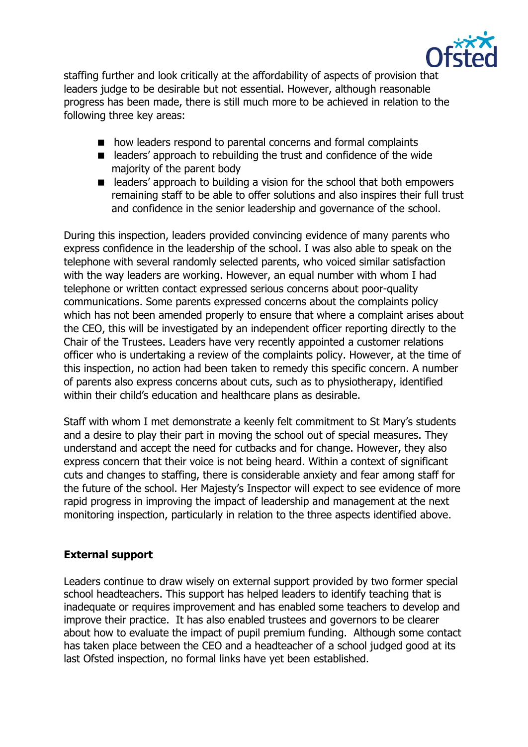staffing further and look critically at the affordability of aspects of provision that leaders judge to be desirable but not essential. However, although reasonable progress has been made, there is still much more to be achieved in relation to the following three key areas:

- how leaders respond to parental concerns and formal complaints
- leaders' approach to rebuilding the trust and confidence of the wide majority of the parent body
- leaders' approach to building a vision for the school that both empowers remaining staff to be able to offer solutions and also inspires their full trust and confidence in the senior leadership and governance of the school.

During this inspection, leaders provided convincing evidence of many parents who express confidence in the leadership of the school. I was also able to speak on the telephone with several randomly selected parents, who voiced similar satisfaction with the way leaders are working. However, an equal number with whom I had telephone or written contact expressed serious concerns about poor-quality communications. Some parents expressed concerns about the complaints policy which has not been amended properly to ensure that where a complaint arises about the CEO, this will be investigated by an independent officer reporting directly to the Chair of the Trustees. Leaders have very recently appointed a customer relations officer who is undertaking a review of the complaints policy. However, at the time of this inspection, no action had been taken to remedy this specific concern. A number of parents also express concerns about cuts, such as to physiotherapy, identified within their child's education and healthcare plans as desirable.

Staff with whom I met demonstrate a keenly felt commitment to St Mary's students and a desire to play their part in moving the school out of special measures. They understand and accept the need for cutbacks and for change. However, they also express concern that their voice is not being heard. Within a context of significant cuts and changes to staffing, there is considerable anxiety and fear among staff for the future of the school. Her Majesty's Inspector will expect to see evidence of more rapid progress in improving the impact of leadership and management at the next monitoring inspection, particularly in relation to the three aspects identified above.

**External support**

Leaders continue to draw wisely on external support provided by two former special school headteachers. This support has helped leaders to identify teaching that is inadequate or requires improvement and has enabled some teachers to develop and improve their practice. It has also enabled trustees and governors to be clearer about how to evaluate the impact of pupil premium funding. Although some contact has taken place between the CEO and a headteacher of a school judged good at its last Ofsted inspection, no formal links have yet been established.